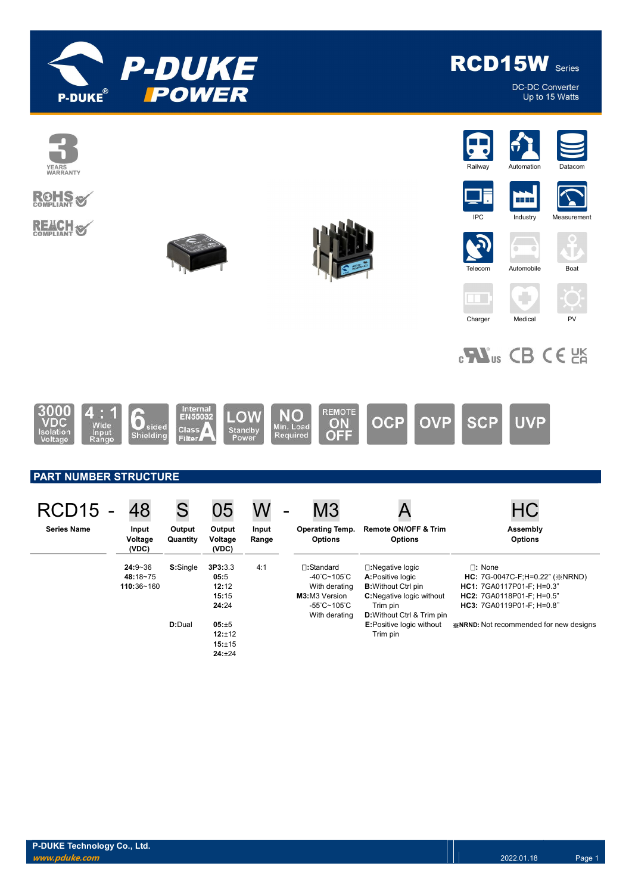# RCD15W Series

DC-DC Converter
Up to 15 Watts

3 YEARS WARRANTY

RoHS COMPLIANT

REACH COMPLIANT

Railway | Automation | Datacom | IPC | Industry | Measurement | Telecom | Automobile | Boat | Charger | Medical | PV

3000 VDC Isolation Voltage | 4 : 1 Wide Input Range | 6 sided Shielding | Internal EN55032 Class A Filter | LOW Standby Power | NO Min. Load Required | REMOTE ON OFF | OCP | OVP | SCP | UVP

## PART NUMBER STRUCTURE

RCD15 - 48 S 05 W - M3 A HC

| RCD15 | 48 | S | 05 | W | M3 | A | HC |
|---|---|---|---|---|---|---|---|
| **Series Name** | **Input Voltage (VDC)** | **Output Quantity** | **Output Voltage (VDC)** | **Input Range** | **Operating Temp. Options** | **Remote ON/OFF & Trim Options** | **Assembly Options** |
| | **24:**9~36<br>**48:**18~75<br>**110:**36~160 | **S:**Single | **3P3:**3.3<br>**05:**5<br>**12:**12<br>**15:**15<br>**24:**24 | 4:1 | □:Standard -40°C~105°C With derating<br>**M3:**M3 Version -55°C~105°C With derating | □:Negative logic<br>**A:**Positive logic<br>**B:**Without Ctrl pin<br>**C:**Negative logic without Trim pin<br>**D:**Without Ctrl & Trim pin<br>**E:**Positive logic without Trim pin | □: None<br>**HC:** 7G-0047C-F;H=0.22" (※NRND)<br>**HC1:** 7GA0117P01-F; H=0.3"<br>**HC2:** 7GA0118P01-F; H=0.5"<br>**HC3:** 7GA0119P01-F; H=0.8"<br>※**NRND:** Not recommended for new designs |
| | | **D:**Dual | **05:**±5<br>**12:**±12<br>**15:**±15<br>**24:**±24 | | | | |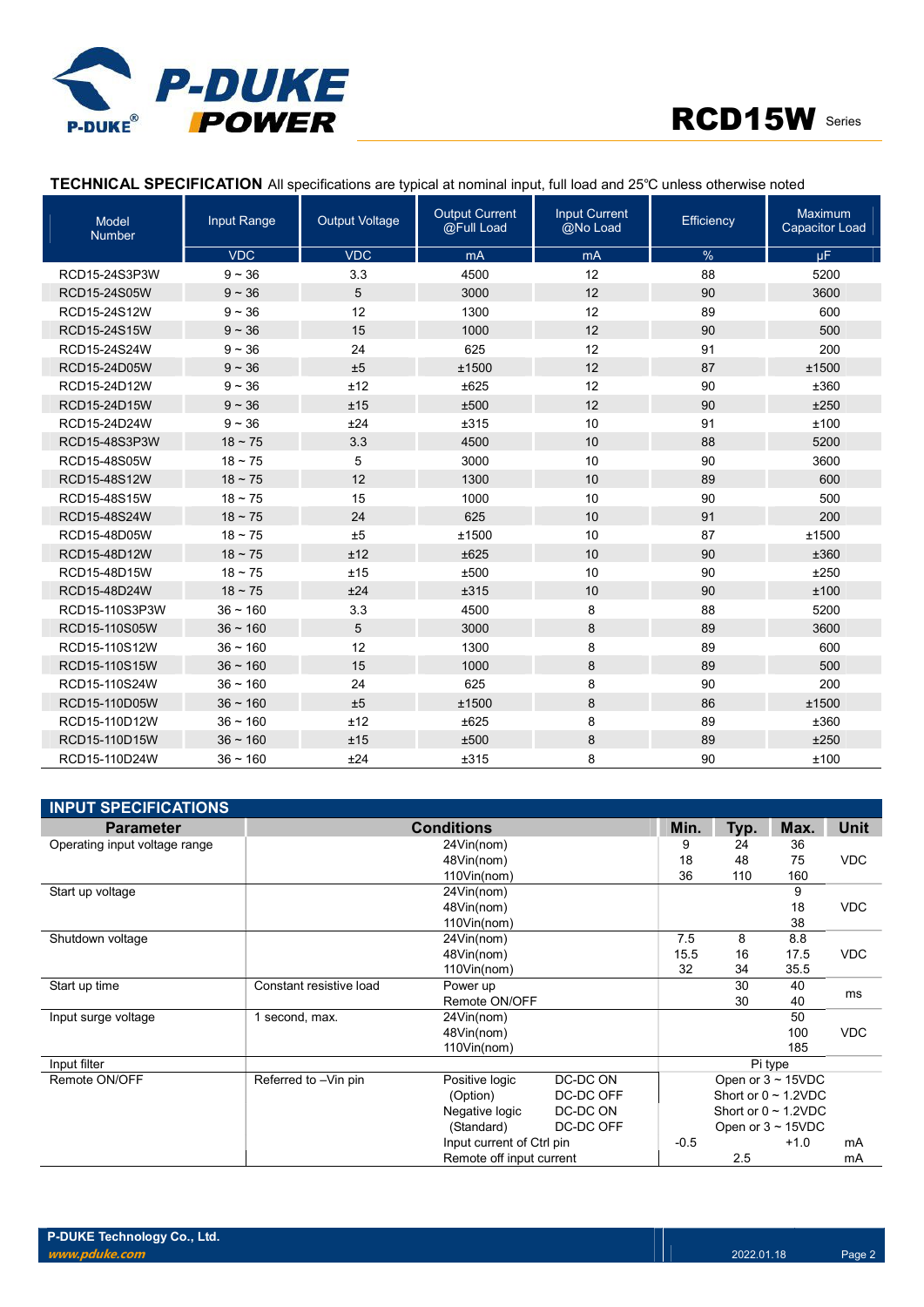## TECHNICAL SPECIFICATION

All specifications are typical at nominal input, full load and 25℃ unless otherwise noted

| Model Number | Input Range | Output Voltage | Output Current @Full Load | Input Current @No Load | Efficiency | Maximum Capacitor Load |
|---|---|---|---|---|---|---|
| | VDC | VDC | mA | mA | % | μF |
| RCD15-24S3P3W | 9 ~ 36 | 3.3 | 4500 | 12 | 88 | 5200 |
| RCD15-24S05W | 9 ~ 36 | 5 | 3000 | 12 | 90 | 3600 |
| RCD15-24S12W | 9 ~ 36 | 12 | 1300 | 12 | 89 | 600 |
| RCD15-24S15W | 9 ~ 36 | 15 | 1000 | 12 | 90 | 500 |
| RCD15-24S24W | 9 ~ 36 | 24 | 625 | 12 | 91 | 200 |
| RCD15-24D05W | 9 ~ 36 | ±5 | ±1500 | 12 | 87 | ±1500 |
| RCD15-24D12W | 9 ~ 36 | ±12 | ±625 | 12 | 90 | ±360 |
| RCD15-24D15W | 9 ~ 36 | ±15 | ±500 | 12 | 90 | ±250 |
| RCD15-24D24W | 9 ~ 36 | ±24 | ±315 | 10 | 91 | ±100 |
| RCD15-48S3P3W | 18 ~ 75 | 3.3 | 4500 | 10 | 88 | 5200 |
| RCD15-48S05W | 18 ~ 75 | 5 | 3000 | 10 | 90 | 3600 |
| RCD15-48S12W | 18 ~ 75 | 12 | 1300 | 10 | 89 | 600 |
| RCD15-48S15W | 18 ~ 75 | 15 | 1000 | 10 | 90 | 500 |
| RCD15-48S24W | 18 ~ 75 | 24 | 625 | 10 | 91 | 200 |
| RCD15-48D05W | 18 ~ 75 | ±5 | ±1500 | 10 | 87 | ±1500 |
| RCD15-48D12W | 18 ~ 75 | ±12 | ±625 | 10 | 90 | ±360 |
| RCD15-48D15W | 18 ~ 75 | ±15 | ±500 | 10 | 90 | ±250 |
| RCD15-48D24W | 18 ~ 75 | ±24 | ±315 | 10 | 90 | ±100 |
| RCD15-110S3P3W | 36 ~ 160 | 3.3 | 4500 | 8 | 88 | 5200 |
| RCD15-110S05W | 36 ~ 160 | 5 | 3000 | 8 | 89 | 3600 |
| RCD15-110S12W | 36 ~ 160 | 12 | 1300 | 8 | 89 | 600 |
| RCD15-110S15W | 36 ~ 160 | 15 | 1000 | 8 | 89 | 500 |
| RCD15-110S24W | 36 ~ 160 | 24 | 625 | 8 | 90 | 200 |
| RCD15-110D05W | 36 ~ 160 | ±5 | ±1500 | 8 | 86 | ±1500 |
| RCD15-110D12W | 36 ~ 160 | ±12 | ±625 | 8 | 89 | ±360 |
| RCD15-110D15W | 36 ~ 160 | ±15 | ±500 | 8 | 89 | ±250 |
| RCD15-110D24W | 36 ~ 160 | ±24 | ±315 | 8 | 90 | ±100 |

## INPUT SPECIFICATIONS

| Parameter | Conditions | | | Min. | Typ. | Max. | Unit |
|---|---|---|---|---|---|---|---|
| Operating input voltage range | | 24Vin(nom) | | 9 | 24 | 36 | VDC |
| | | 48Vin(nom) | | 18 | 48 | 75 | |
| | | 110Vin(nom) | | 36 | 110 | 160 | |
| Start up voltage | | 24Vin(nom) | | | | 9 | VDC |
| | | 48Vin(nom) | | | | 18 | |
| | | 110Vin(nom) | | | | 38 | |
| Shutdown voltage | | 24Vin(nom) | | 7.5 | 8 | 8.8 | VDC |
| | | 48Vin(nom) | | 15.5 | 16 | 17.5 | |
| | | 110Vin(nom) | | 32 | 34 | 35.5 | |
| Start up time | Constant resistive load | Power up | | | 30 | 40 | ms |
| | | Remote ON/OFF | | | 30 | 40 | |
| Input surge voltage | 1 second, max. | 24Vin(nom) | | | | 50 | VDC |
| | | 48Vin(nom) | | | | 100 | |
| | | 110Vin(nom) | | | | 185 | |
| Input filter | | | | Pi type | | | |
| Remote ON/OFF | Referred to –Vin pin | Positive logic | DC-DC ON | Open or 3 ~ 15VDC | | | |
| | | (Option) | DC-DC OFF | Short or 0 ~ 1.2VDC | | | |
| | | Negative logic | DC-DC ON | Short or 0 ~ 1.2VDC | | | |
| | | (Standard) | DC-DC OFF | Open or 3 ~ 15VDC | | | |
| | | Input current of Ctrl pin | | -0.5 | | +1.0 | mA |
| | | Remote off input current | | | 2.5 | | mA |

P-DUKE Technology Co., Ltd.
www.pduke.com
2022.01.18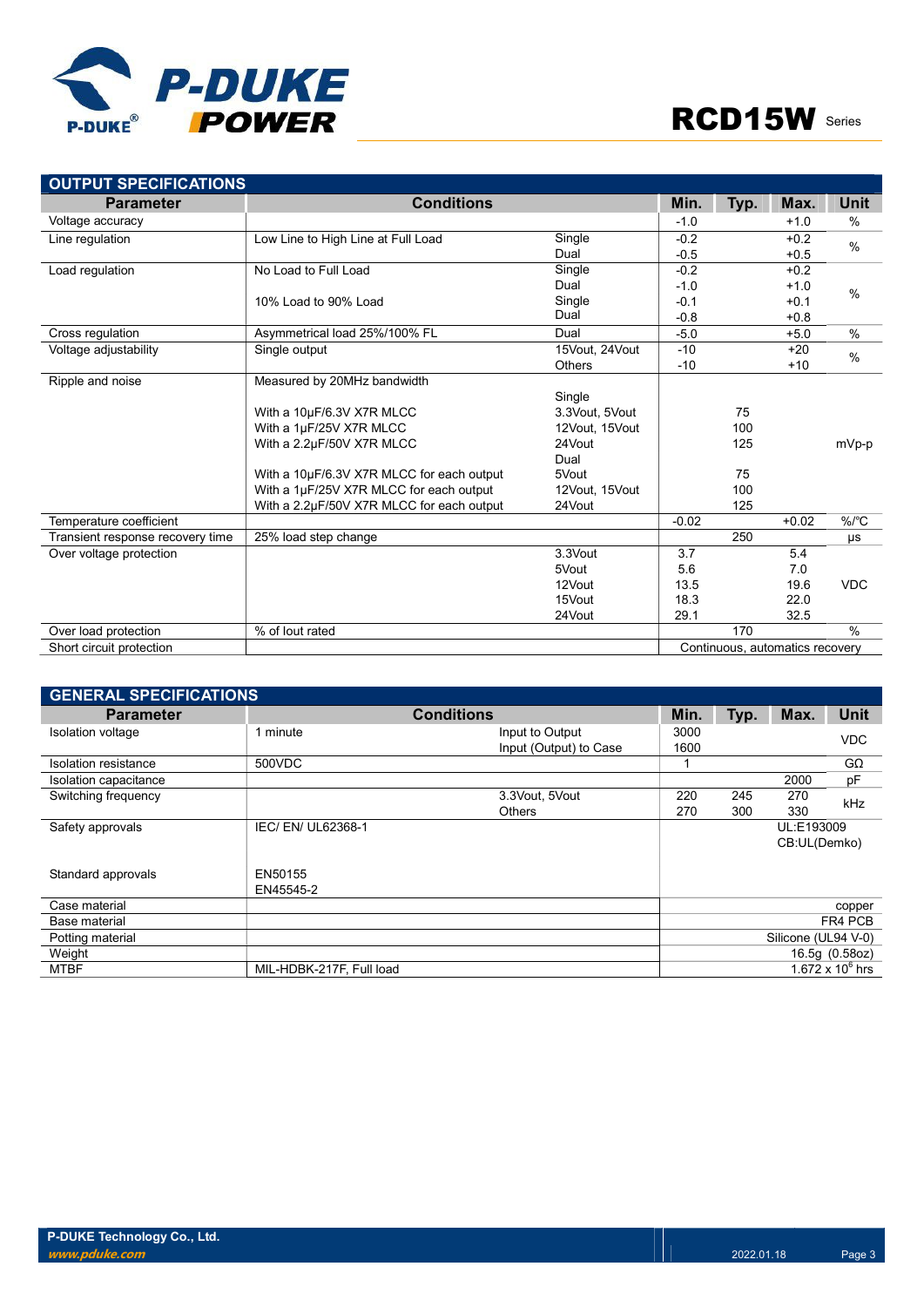## OUTPUT SPECIFICATIONS

| Parameter | Conditions | | Min. | Typ. | Max. | Unit |
|---|---|---|---|---|---|---|
| Voltage accuracy | | | -1.0 | | +1.0 | % |
| Line regulation | Low Line to High Line at Full Load | Single | -0.2 | | +0.2 | % |
| | | Dual | -0.5 | | +0.5 | |
| Load regulation | No Load to Full Load | Single | -0.2 | | +0.2 | % |
| | | Dual | -1.0 | | +1.0 | |
| | 10% Load to 90% Load | Single | -0.1 | | +0.1 | |
| | | Dual | -0.8 | | +0.8 | |
| Cross regulation | Asymmetrical load 25%/100% FL | Dual | -5.0 | | +5.0 | % |
| Voltage adjustability | Single output | 15Vout, 24Vout | -10 | | +20 | % |
| | | Others | -10 | | +10 | |
| Ripple and noise | Measured by 20MHz bandwidth | | | | | mVp-p |
| | | Single | | | | |
| | With a 10µF/6.3V X7R MLCC | 3.3Vout, 5Vout | | 75 | | |
| | With a 1µF/25V X7R MLCC | 12Vout, 15Vout | | 100 | | |
| | With a 2.2µF/50V X7R MLCC | 24Vout | | 125 | | |
| | | Dual | | | | |
| | With a 10µF/6.3V X7R MLCC for each output | 5Vout | | 75 | | |
| | With a 1µF/25V X7R MLCC for each output | 12Vout, 15Vout | | 100 | | |
| | With a 2.2µF/50V X7R MLCC for each output | 24Vout | | 125 | | |
| Temperature coefficient | | | -0.02 | | +0.02 | %/℃ |
| Transient response recovery time | 25% load step change | | | 250 | | µs |
| Over voltage protection | | 3.3Vout | 3.7 | | 5.4 | VDC |
| | | 5Vout | 5.6 | | 7.0 | |
| | | 12Vout | 13.5 | | 19.6 | |
| | | 15Vout | 18.3 | | 22.0 | |
| | | 24Vout | 29.1 | | 32.5 | |
| Over load protection | % of Iout rated | | | 170 | | % |
| Short circuit protection | | | Continuous, automatics recovery | | | |

## GENERAL SPECIFICATIONS

| Parameter | Conditions | | Min. | Typ. | Max. | Unit |
|---|---|---|---|---|---|---|
| Isolation voltage | 1 minute | Input to Output | 3000 | | | VDC |
| | | Input (Output) to Case | 1600 | | | |
| Isolation resistance | 500VDC | | 1 | | | GΩ |
| Isolation capacitance | | | | | 2000 | pF |
| Switching frequency | | 3.3Vout, 5Vout | 220 | 245 | 270 | kHz |
| | | Others | 270 | 300 | 330 | |
| Safety approvals | IEC/ EN/ UL62368-1 | | UL:E193009<br>CB:UL(Demko) | | | |
| Standard approvals | EN50155<br>EN45545-2 | | | | | |
| Case material | | | copper | | | |
| Base material | | | FR4 PCB | | | |
| Potting material | | | Silicone (UL94 V-0) | | | |
| Weight | | | 16.5g (0.58oz) | | | |
| MTBF | MIL-HDBK-217F, Full load | | $1.672 \times 10^{6}$ hrs | | | |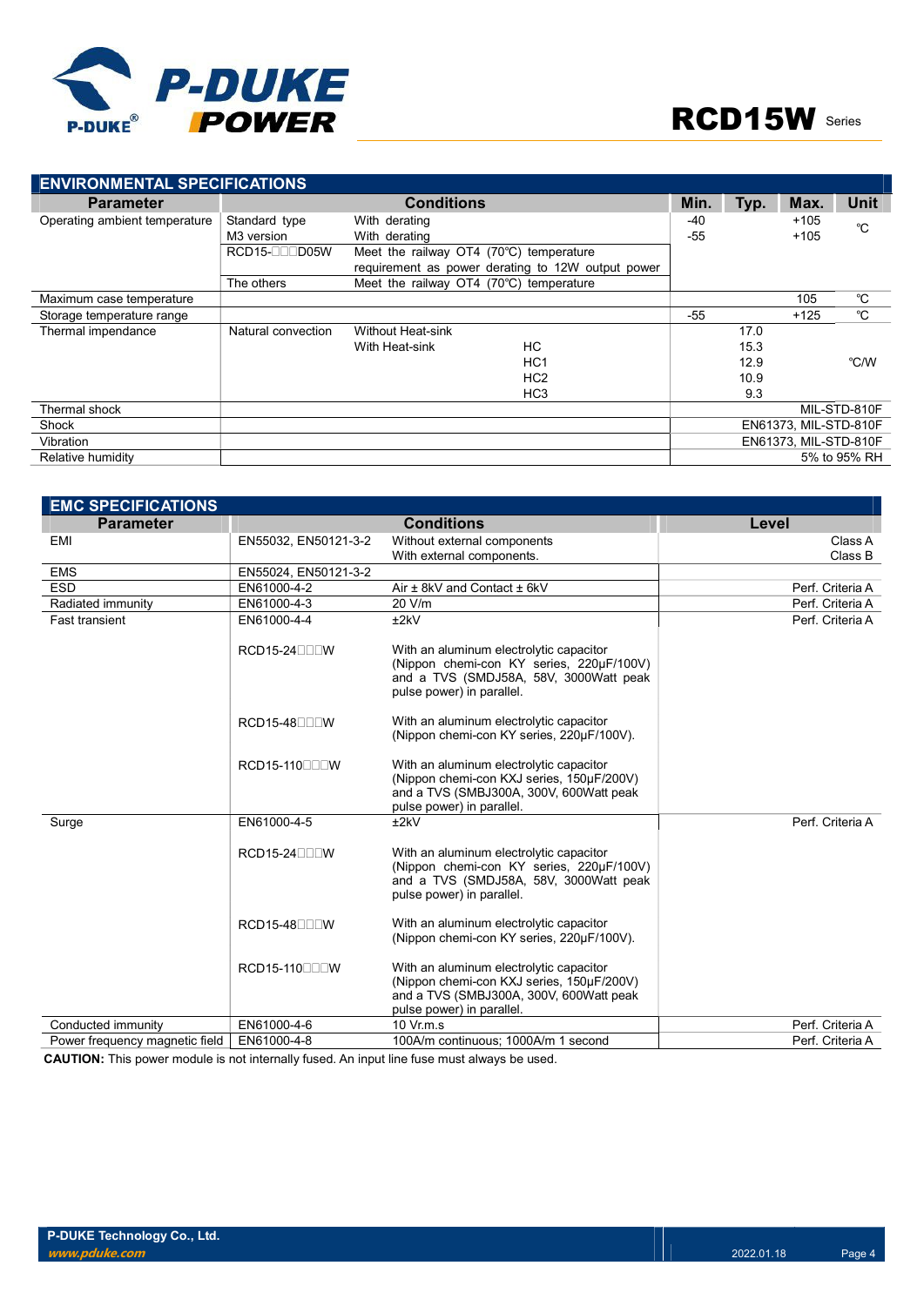## ENVIRONMENTAL SPECIFICATIONS

| Parameter | Conditions | | | Min. | Typ. | Max. | Unit |
|---|---|---|---|---|---|---|---|
| Operating ambient temperature | Standard type | With derating | | -40 | | +105 | ℃ |
| | M3 version | With derating | | -55 | | +105 | |
| | RCD15-□□□D05W | Meet the railway OT4 (70℃) temperature requirement as power derating to 12W output power | | | | | |
| | The others | Meet the railway OT4 (70℃) temperature | | | | | |
| Maximum case temperature | | | | | | 105 | ℃ |
| Storage temperature range | | | | -55 | | +125 | ℃ |
| Thermal impendance | Natural convection | Without Heat-sink | | | 17.0 | | ℃/W |
| | | With Heat-sink | HC | | 15.3 | | |
| | | | HC1 | | 12.9 | | |
| | | | HC2 | | 10.9 | | |
| | | | HC3 | | 9.3 | | |
| Thermal shock | | | | MIL-STD-810F | | | |
| Shock | | | | EN61373, MIL-STD-810F | | | |
| Vibration | | | | EN61373, MIL-STD-810F | | | |
| Relative humidity | | | | 5% to 95% RH | | | |

## EMC SPECIFICATIONS

| Parameter | Conditions | | Level |
|---|---|---|---|
| EMI | EN55032, EN50121-3-2 | Without external components | Class A |
| | | With external components. | Class B |
| EMS | EN55024, EN50121-3-2 | | |
| ESD | EN61000-4-2 | Air ± 8kV and Contact ± 6kV | Perf. Criteria A |
| Radiated immunity | EN61000-4-3 | 20 V/m | Perf. Criteria A |
| Fast transient | EN61000-4-4 | ±2kV | Perf. Criteria A |
| | RCD15-24□□□W | With an aluminum electrolytic capacitor (Nippon chemi-con KY series, 220µF/100V) and a TVS (SMDJ58A, 58V, 3000Watt peak pulse power) in parallel. | |
| | RCD15-48□□□W | With an aluminum electrolytic capacitor (Nippon chemi-con KY series, 220µF/100V). | |
| | RCD15-110□□□W | With an aluminum electrolytic capacitor (Nippon chemi-con KXJ series, 150µF/200V) and a TVS (SMBJ300A, 300V, 600Watt peak pulse power) in parallel. | |
| Surge | EN61000-4-5 | ±2kV | Perf. Criteria A |
| | RCD15-24□□□W | With an aluminum electrolytic capacitor (Nippon chemi-con KY series, 220µF/100V) and a TVS (SMDJ58A, 58V, 3000Watt peak pulse power) in parallel. | |
| | RCD15-48□□□W | With an aluminum electrolytic capacitor (Nippon chemi-con KY series, 220µF/100V). | |
| | RCD15-110□□□W | With an aluminum electrolytic capacitor (Nippon chemi-con KXJ series, 150µF/200V) and a TVS (SMBJ300A, 300V, 600Watt peak pulse power) in parallel. | |
| Conducted immunity | EN61000-4-6 | 10 Vr.m.s | Perf. Criteria A |
| Power frequency magnetic field | EN61000-4-8 | 100A/m continuous; 1000A/m 1 second | Perf. Criteria A |

**CAUTION:** This power module is not internally fused. An input line fuse must always be used.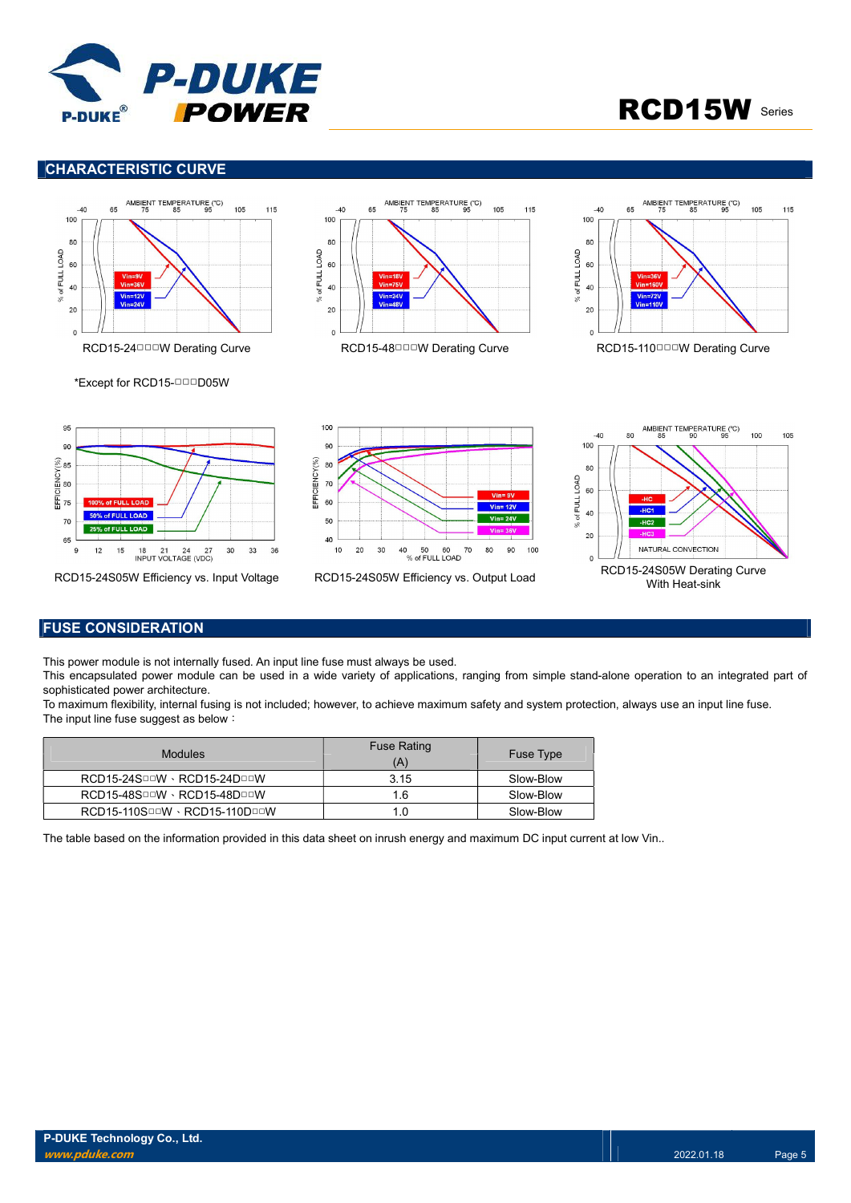## CHARACTERISTIC CURVE

RCD15-24□□□W Derating Curve

RCD15-48□□□W Derating Curve

RCD15-110□□□W Derating Curve

*Except for RCD15-□□□D05W

RCD15-24S05W Efficiency vs. Input Voltage

RCD15-24S05W Efficiency vs. Output Load

RCD15-24S05W Derating Curve With Heat-sink

## FUSE CONSIDERATION

This power module is not internally fused. An input line fuse must always be used.
This encapsulated power module can be used in a wide variety of applications, ranging from simple stand-alone operation to an integrated part of sophisticated power architecture.
To maximum flexibility, internal fusing is not included; however, to achieve maximum safety and system protection, always use an input line fuse.
The input line fuse suggest as below：

| Modules | Fuse Rating (A) | Fuse Type |
|---|---|---|
| RCD15-24S□□W、RCD15-24D□□W | 3.15 | Slow-Blow |
| RCD15-48S□□W、RCD15-48D□□W | 1.6 | Slow-Blow |
| RCD15-110S□□W、RCD15-110D□□W | 1.0 | Slow-Blow |

The table based on the information provided in this data sheet on inrush energy and maximum DC input current at low Vin..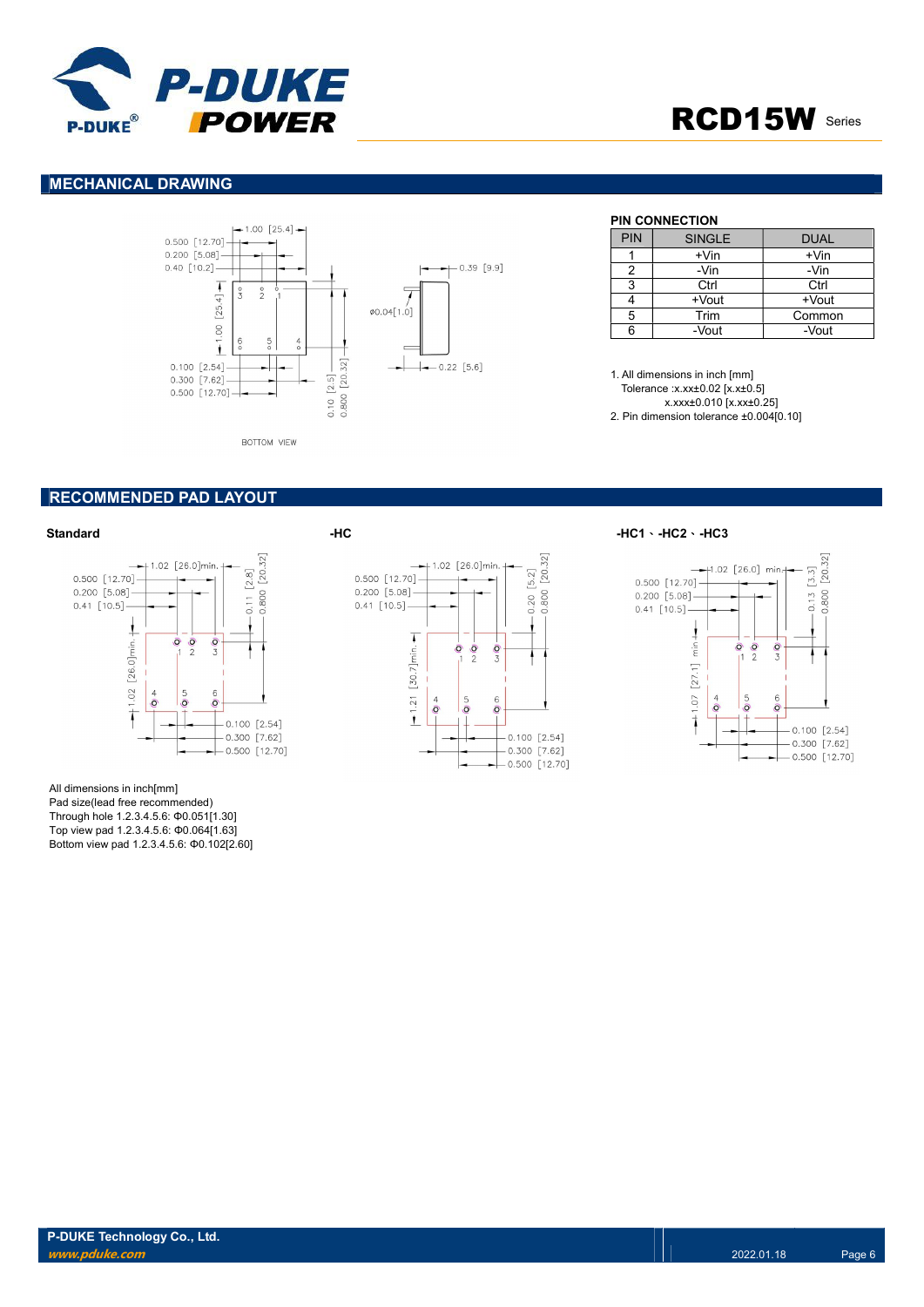## MECHANICAL DRAWING

BOTTOM VIEW

### PIN CONNECTION

| PIN | SINGLE | DUAL |
|---|---|---|
| 1 | +Vin | +Vin |
| 2 | -Vin | -Vin |
| 3 | Ctrl | Ctrl |
| 4 | +Vout | +Vout |
| 5 | Trim | Common |
| 6 | -Vout | -Vout |

1. All dimensions in inch [mm]
   Tolerance :x.xx±0.02 [x.x±0.5]
   x.xxx±0.010 [x.xx±0.25]
2. Pin dimension tolerance ±0.004[0.10]

## RECOMMENDED PAD LAYOUT

**Standard**

**-HC**

**-HC1、-HC2、-HC3**

All dimensions in inch[mm]
Pad size(lead free recommended)
Through hole 1.2.3.4.5.6: Φ0.051[1.30]
Top view pad 1.2.3.4.5.6: Φ0.064[1.63]
Bottom view pad 1.2.3.4.5.6: Φ0.102[2.60]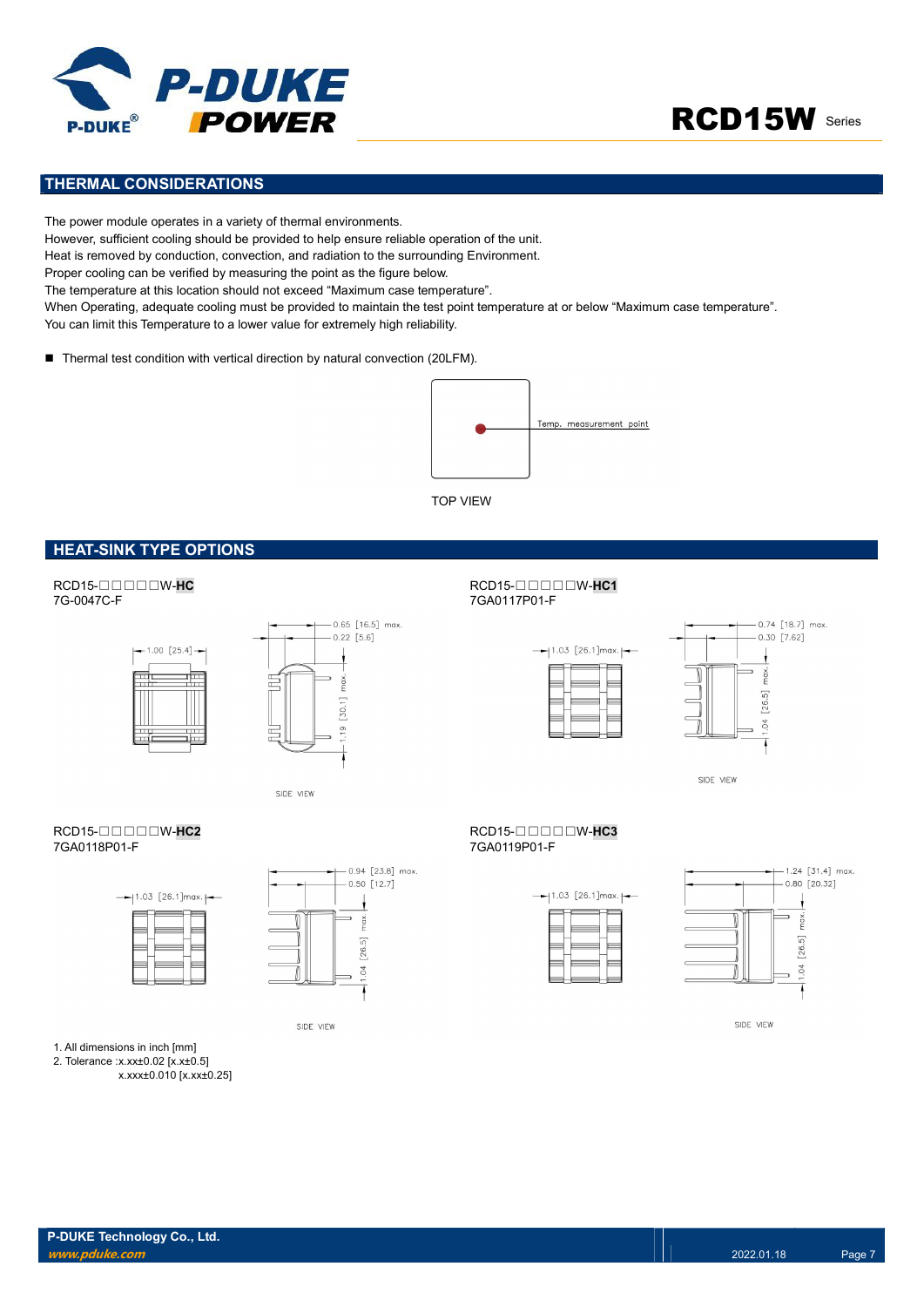## THERMAL CONSIDERATIONS

The power module operates in a variety of thermal environments.
However, sufficient cooling should be provided to help ensure reliable operation of the unit.
Heat is removed by conduction, convection, and radiation to the surrounding Environment.
Proper cooling can be verified by measuring the point as the figure below.
The temperature at this location should not exceed “Maximum case temperature”.
When Operating, adequate cooling must be provided to maintain the test point temperature at or below “Maximum case temperature”.
You can limit this Temperature to a lower value for extremely high reliability.

- Thermal test condition with vertical direction by natural convection (20LFM).

Temp. measurement point

TOP VIEW

## HEAT-SINK TYPE OPTIONS

RCD15-□□□□□W-**HC**
7G-0047C-F

1.00 [25.4]

0.65 [16.5] max.
0.22 [5.6]
1.19 [30.1] max.

SIDE VIEW

RCD15-□□□□□W-**HC1**
7GA0117P01-F

1.03 [26.1]max.

0.74 [18.7] max.
0.30 [7.62]
1.04 [26.5] max.

SIDE VIEW

RCD15-□□□□□W-**HC2**
7GA0118P01-F

1.03 [26.1]max.

0.94 [23.8] max.
0.50 [12.7]
1.04 [26.5] max.

SIDE VIEW

RCD15-□□□□□W-**HC3**
7GA0119P01-F

1.03 [26.1]max.

1.24 [31.4] max.
0.80 [20.32]
1.04 [26.5] max.

SIDE VIEW

1. All dimensions in inch [mm]
2. Tolerance :x.xx±0.02 [x.x±0.5]
   x.xxx±0.010 [x.xx±0.25]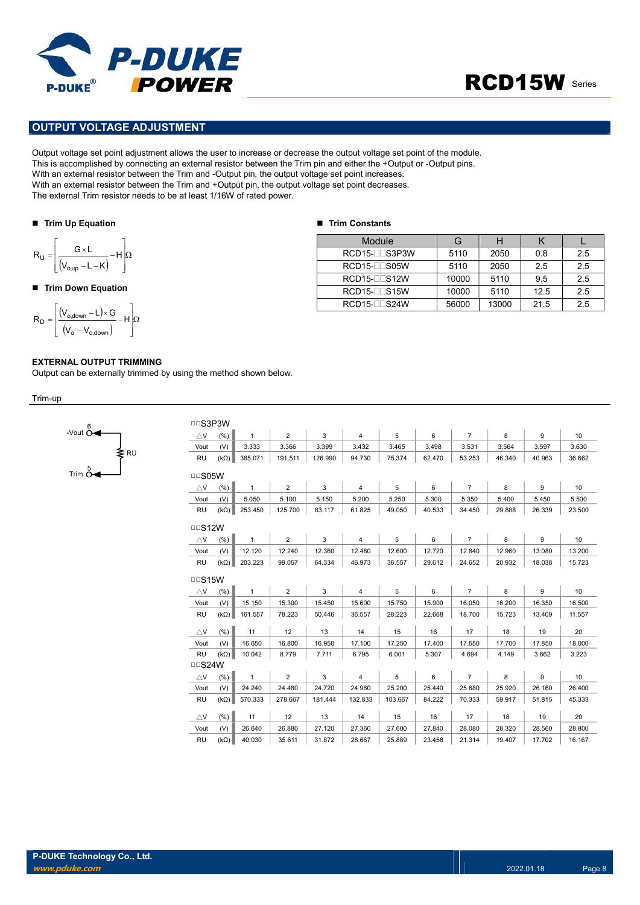## OUTPUT VOLTAGE ADJUSTMENT

Output voltage set point adjustment allows the user to increase or decrease the output voltage set point of the module.
This is accomplished by connecting an external resistor between the Trim pin and either the +Output or -Output pins.
With an external resistor between the Trim and -Output pin, the output voltage set point increases.
With an external resistor between the Trim and +Output pin, the output voltage set point decreases.
The external Trim resistor needs to be at least 1/16W of rated power.

### ■ Trim Up Equation

$$R_U = \left[ \frac{G \times L}{(V_{o,up} - L - K)} - H \right] \Omega$$

### ■ Trim Down Equation

$$R_D = \left[ \frac{(V_{o,down} - L) \times G}{(V_o - V_{o,down})} - H \right] \Omega$$

### ■ Trim Constants

| Module | G | H | K | L |
|---|---|---|---|---|
| RCD15-□□S3P3W | 5110 | 2050 | 0.8 | 2.5 |
| RCD15-□□S05W | 5110 | 2050 | 2.5 | 2.5 |
| RCD15-□□S12W | 10000 | 5110 | 9.5 | 2.5 |
| RCD15-□□S15W | 10000 | 5110 | 12.5 | 2.5 |
| RCD15-□□S24W | 56000 | 13000 | 21.5 | 2.5 |

**EXTERNAL OUTPUT TRIMMING**

Output can be externally trimmed by using the method shown below.

Trim-up

-Vout 6 — RU — Trim 5

□□S3P3W

| △V (%) | 1 | 2 | 3 | 4 | 5 | 6 | 7 | 8 | 9 | 10 |
|---|---|---|---|---|---|---|---|---|---|---|
| Vout (V) | 3.333 | 3.366 | 3.399 | 3.432 | 3.465 | 3.498 | 3.531 | 3.564 | 3.597 | 3.630 |
| RU (kΩ) | 385.071 | 191.511 | 126.990 | 94.730 | 75.374 | 62.470 | 53.253 | 46.340 | 40.963 | 36.662 |

□□S05W

| △V (%) | 1 | 2 | 3 | 4 | 5 | 6 | 7 | 8 | 9 | 10 |
|---|---|---|---|---|---|---|---|---|---|---|
| Vout (V) | 5.050 | 5.100 | 5.150 | 5.200 | 5.250 | 5.300 | 5.350 | 5.400 | 5.450 | 5.500 |
| RU (kΩ) | 253.450 | 125.700 | 83.117 | 61.825 | 49.050 | 40.533 | 34.450 | 29.888 | 26.339 | 23.500 |

□□S12W

| △V (%) | 1 | 2 | 3 | 4 | 5 | 6 | 7 | 8 | 9 | 10 |
|---|---|---|---|---|---|---|---|---|---|---|
| Vout (V) | 12.120 | 12.240 | 12.360 | 12.480 | 12.600 | 12.720 | 12.840 | 12.960 | 13.080 | 13.200 |
| RU (kΩ) | 203.223 | 99.057 | 64.334 | 46.973 | 36.557 | 29.612 | 24.652 | 20.932 | 18.038 | 15.723 |

□□S15W

| △V (%) | 1 | 2 | 3 | 4 | 5 | 6 | 7 | 8 | 9 | 10 |
|---|---|---|---|---|---|---|---|---|---|---|
| Vout (V) | 15.150 | 15.300 | 15.450 | 15.600 | 15.750 | 15.900 | 16.050 | 16.200 | 16.350 | 16.500 |
| RU (kΩ) | 161.557 | 78.223 | 50.446 | 36.557 | 28.223 | 22.668 | 18.700 | 15.723 | 13.409 | 11.557 |

| △V (%) | 11 | 12 | 13 | 14 | 15 | 16 | 17 | 18 | 19 | 20 |
|---|---|---|---|---|---|---|---|---|---|---|
| Vout (V) | 16.650 | 16.800 | 16.950 | 17.100 | 17.250 | 17.400 | 17.550 | 17.700 | 17.850 | 18.000 |
| RU (kΩ) | 10.042 | 8.779 | 7.711 | 6.795 | 6.001 | 5.307 | 4.694 | 4.149 | 3.662 | 3.223 |

□□S24W

| △V (%) | 1 | 2 | 3 | 4 | 5 | 6 | 7 | 8 | 9 | 10 |
|---|---|---|---|---|---|---|---|---|---|---|
| Vout (V) | 24.240 | 24.480 | 24.720 | 24.960 | 25.200 | 25.440 | 25.680 | 25.920 | 26.160 | 26.400 |
| RU (kΩ) | 570.333 | 278.667 | 181.444 | 132.833 | 103.667 | 84.222 | 70.333 | 59.917 | 51.815 | 45.333 |

| △V (%) | 11 | 12 | 13 | 14 | 15 | 16 | 17 | 18 | 19 | 20 |
|---|---|---|---|---|---|---|---|---|---|---|
| Vout (V) | 26.640 | 26.880 | 27.120 | 27.360 | 27.600 | 27.840 | 28.080 | 28.320 | 28.560 | 28.800 |
| RU (kΩ) | 40.030 | 35.611 | 31.872 | 28.667 | 25.889 | 23.458 | 21.314 | 19.407 | 17.702 | 16.167 |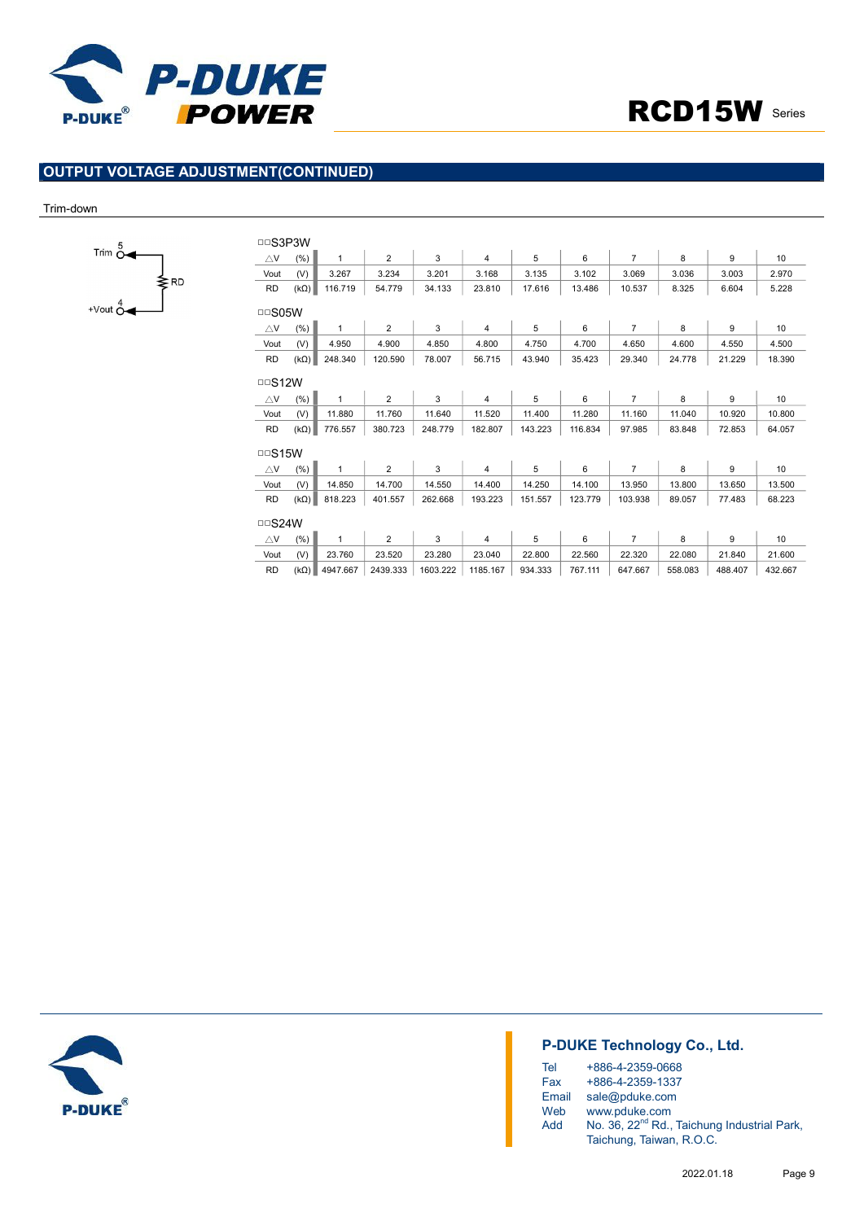## OUTPUT VOLTAGE ADJUSTMENT(CONTINUED)

Trim-down

Trim 5
RD
+Vout 4

□□S3P3W

| | | | | | | | | | | | |
|---|---|---|---|---|---|---|---|---|---|---|---|
| △V | (%) | 1 | 2 | 3 | 4 | 5 | 6 | 7 | 8 | 9 | 10 |
| Vout | (V) | 3.267 | 3.234 | 3.201 | 3.168 | 3.135 | 3.102 | 3.069 | 3.036 | 3.003 | 2.970 |
| RD | (kΩ) | 116.719 | 54.779 | 34.133 | 23.810 | 17.616 | 13.486 | 10.537 | 8.325 | 6.604 | 5.228 |

□□S05W

| | | | | | | | | | | | |
|---|---|---|---|---|---|---|---|---|---|---|---|
| △V | (%) | 1 | 2 | 3 | 4 | 5 | 6 | 7 | 8 | 9 | 10 |
| Vout | (V) | 4.950 | 4.900 | 4.850 | 4.800 | 4.750 | 4.700 | 4.650 | 4.600 | 4.550 | 4.500 |
| RD | (kΩ) | 248.340 | 120.590 | 78.007 | 56.715 | 43.940 | 35.423 | 29.340 | 24.778 | 21.229 | 18.390 |

□□S12W

| | | | | | | | | | | | |
|---|---|---|---|---|---|---|---|---|---|---|---|
| △V | (%) | 1 | 2 | 3 | 4 | 5 | 6 | 7 | 8 | 9 | 10 |
| Vout | (V) | 11.880 | 11.760 | 11.640 | 11.520 | 11.400 | 11.280 | 11.160 | 11.040 | 10.920 | 10.800 |
| RD | (kΩ) | 776.557 | 380.723 | 248.779 | 182.807 | 143.223 | 116.834 | 97.985 | 83.848 | 72.853 | 64.057 |

□□S15W

| | | | | | | | | | | | |
|---|---|---|---|---|---|---|---|---|---|---|---|
| △V | (%) | 1 | 2 | 3 | 4 | 5 | 6 | 7 | 8 | 9 | 10 |
| Vout | (V) | 14.850 | 14.700 | 14.550 | 14.400 | 14.250 | 14.100 | 13.950 | 13.800 | 13.650 | 13.500 |
| RD | (kΩ) | 818.223 | 401.557 | 262.668 | 193.223 | 151.557 | 123.779 | 103.938 | 89.057 | 77.483 | 68.223 |

□□S24W

| | | | | | | | | | | | |
|---|---|---|---|---|---|---|---|---|---|---|---|
| △V | (%) | 1 | 2 | 3 | 4 | 5 | 6 | 7 | 8 | 9 | 10 |
| Vout | (V) | 23.760 | 23.520 | 23.280 | 23.040 | 22.800 | 22.560 | 22.320 | 22.080 | 21.840 | 21.600 |
| RD | (kΩ) | 4947.667 | 2439.333 | 1603.222 | 1185.167 | 934.333 | 767.111 | 647.667 | 558.083 | 488.407 | 432.667 |

**P-DUKE Technology Co., Ltd.**

Tel +886-4-2359-0668
Fax +886-4-2359-1337
Email sale@pduke.com
Web www.pduke.com
Add No. 36, 22nd Rd., Taichung Industrial Park, Taichung, Taiwan, R.O.C.

2022.01.18